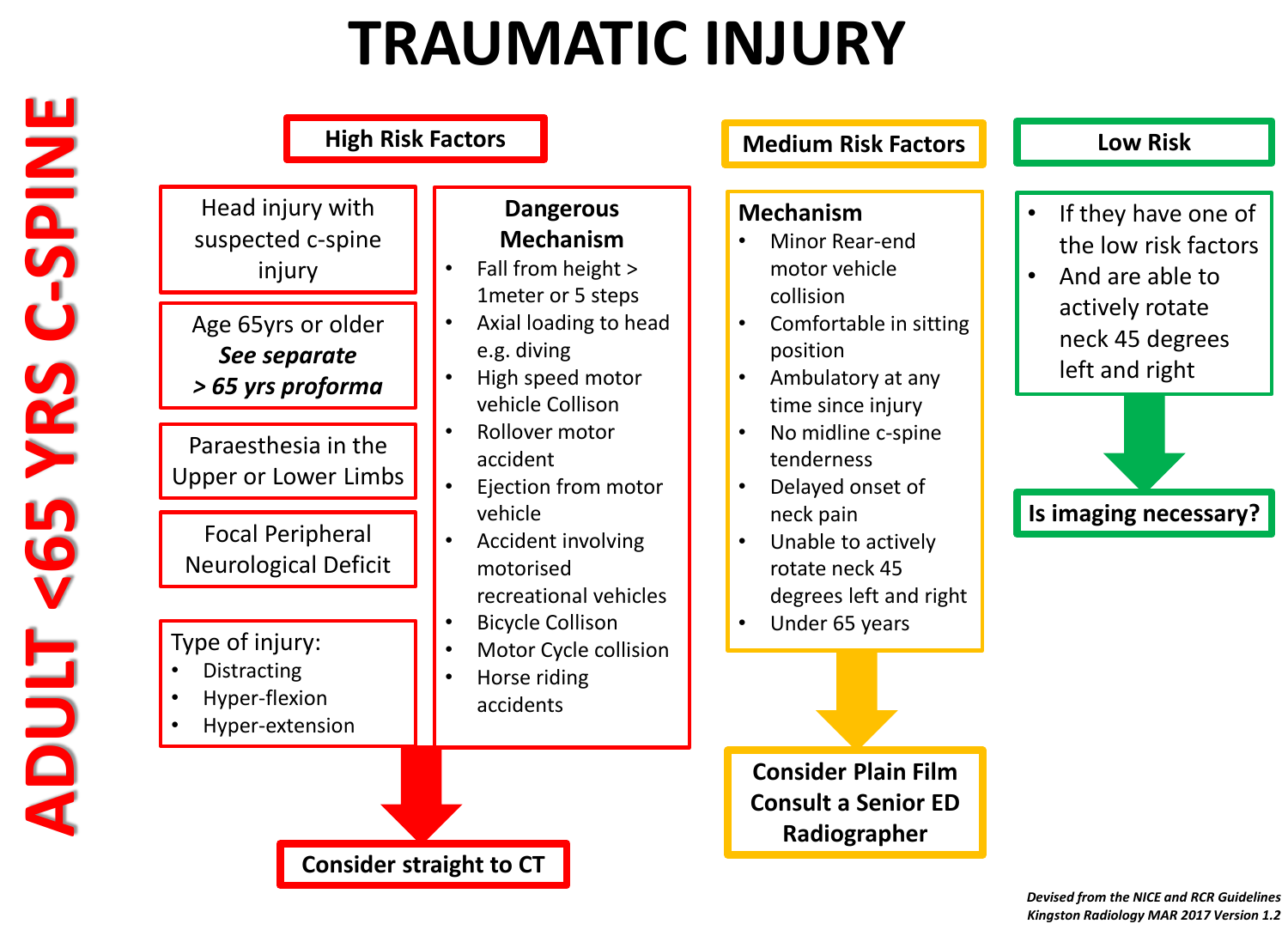# TRAUMATIC INJURY

## ADULT <65 YRS C-SPINE

### High Risk Factors

- Head injury with suspected c-spine injury
- Age 65yrs or older ***See separate > 65 yrs proforma***
- Paraesthesia in the Upper or Lower Limbs
- Focal Peripheral Neurological Deficit
- Type of injury:
  - Distracting
  - Hyper-flexion
  - Hyper-extension

**Dangerous Mechanism**

- Fall from height > 1meter or 5 steps
- Axial loading to head e.g. diving
- High speed motor vehicle Collison
- Rollover motor accident
- Ejection from motor vehicle
- Accident involving motorised recreational vehicles
- Bicycle Collison
- Motor Cycle collision
- Horse riding accidents

**Consider straight to CT**

### Medium Risk Factors

**Mechanism**

- Minor Rear-end motor vehicle collision
- Comfortable in sitting position
- Ambulatory at any time since injury
- No midline c-spine tenderness
- Delayed onset of neck pain
- Unable to actively rotate neck 45 degrees left and right
- Under 65 years

**Consider Plain Film Consult a Senior ED Radiographer**

### Low Risk

- If they have one of the low risk factors
- And are able to actively rotate neck 45 degrees left and right

**Is imaging necessary?**

*Devised from the NICE and RCR Guidelines*
*Kingston Radiology MAR 2017 Version 1.2*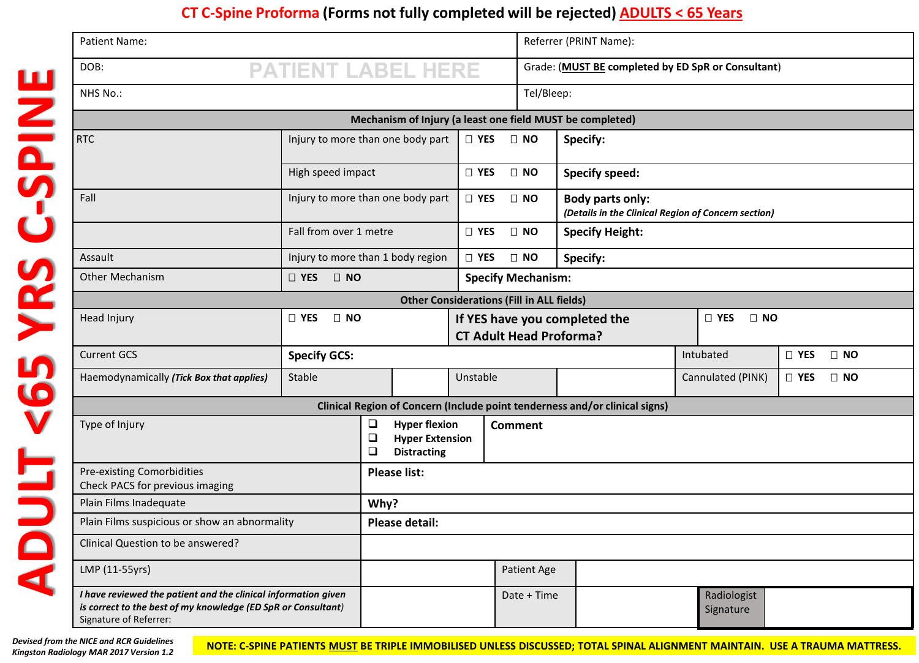# CT C-Spine Proforma (Forms not fully completed will be rejected) ADULTS < 65 Years

ADULT <65 YRS C-SPINE

| | |
|---|---|
| Patient Name: | Referrer (PRINT Name): |
| DOB: PATIENT LABEL HERE | Grade: (**MUST BE completed by ED SpR or Consultant**) |
| NHS No.: | Tel/Bleep: |

**Mechanism of Injury (a least one field MUST be completed)**

| | | | |
|---|---|---|---|
| RTC | Injury to more than one body part | ☐ YES ☐ NO | **Specify:** |
| | High speed impact | ☐ YES ☐ NO | **Specify speed:** |
| Fall | Injury to more than one body part | ☐ YES ☐ NO | **Body parts only:** *(Details in the Clinical Region of Concern section)* |
| | Fall from over 1 metre | ☐ YES ☐ NO | **Specify Height:** |
| Assault | Injury to more than 1 body region | ☐ YES ☐ NO | **Specify:** |
| Other Mechanism | ☐ YES ☐ NO | **Specify Mechanism:** | |

**Other Considerations (Fill in ALL fields)**

| | | | | | |
|---|---|---|---|---|---|
| Head Injury | ☐ YES ☐ NO | **If YES have you completed the CT Adult Head Proforma?** | | ☐ YES ☐ NO | |
| Current GCS | **Specify GCS:** | | | Intubated | ☐ YES ☐ NO |
| Haemodynamically *(Tick Box that applies)* | Stable | | Unstable | Cannulated (PINK) | ☐ YES ☐ NO |

**Clinical Region of Concern (Include point tenderness and/or clinical signs)**

| | | | |
|---|---|---|---|
| Type of Injury | ☐ Hyper flexion<br>☐ Hyper Extension<br>☐ Distracting | **Comment** | |
| Pre-existing Comorbidities<br>Check PACS for previous imaging | **Please list:** | | |
| Plain Films Inadequate | **Why?** | | |
| Plain Films suspicious or show an abnormality | **Please detail:** | | |
| Clinical Question to be answered? | | | |
| LMP (11-55yrs) | | Patient Age | |
| ***I have reviewed the patient and the clinical information given is correct to the best of my knowledge (ED SpR or Consultant)***<br>Signature of Referrer: | | Date + Time | Radiologist Signature |

*Devised from the NICE and RCR Guidelines*
*Kingston Radiology MAR 2017 Version 1.2*

**NOTE: C-SPINE PATIENTS MUST BE TRIPLE IMMOBILISED UNLESS DISCUSSED; TOTAL SPINAL ALIGNMENT MAINTAIN. USE A TRAUMA MATTRESS.**